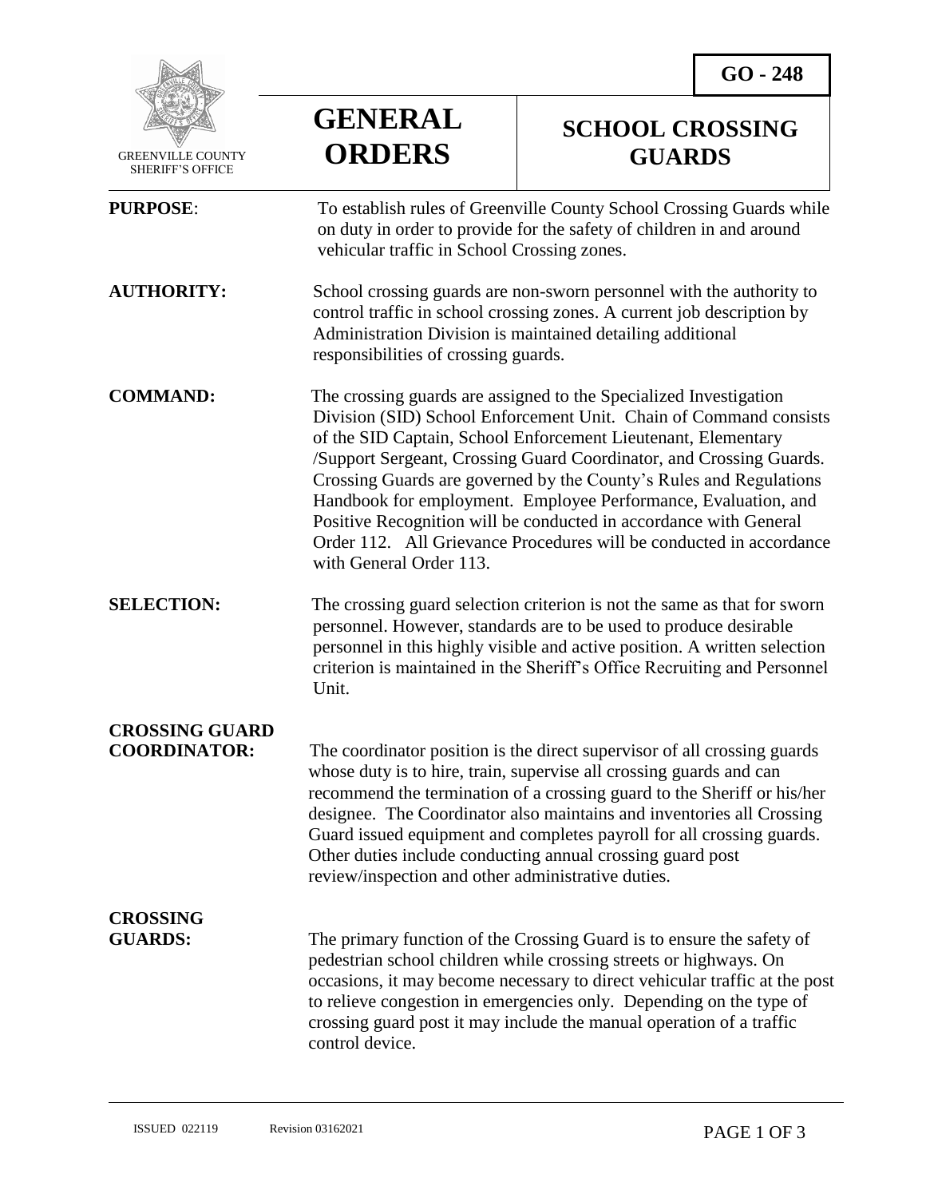GO - 248

GREENVILLE COUNTY SHERIFF'S OFFICE

# GENERAL ORDERS

# SCHOOL CROSSING GUARDS

**PURPOSE**: To establish rules of Greenville County School Crossing Guards while on duty in order to provide for the safety of children in and around vehicular traffic in School Crossing zones.

**AUTHORITY:** School crossing guards are non-sworn personnel with the authority to control traffic in school crossing zones. A current job description by Administration Division is maintained detailing additional responsibilities of crossing guards.

**COMMAND:** The crossing guards are assigned to the Specialized Investigation Division (SID) School Enforcement Unit. Chain of Command consists of the SID Captain, School Enforcement Lieutenant, Elementary /Support Sergeant, Crossing Guard Coordinator, and Crossing Guards. Crossing Guards are governed by the County's Rules and Regulations Handbook for employment. Employee Performance, Evaluation, and Positive Recognition will be conducted in accordance with General Order 112. All Grievance Procedures will be conducted in accordance with General Order 113.

**SELECTION:** The crossing guard selection criterion is not the same as that for sworn personnel. However, standards are to be used to produce desirable personnel in this highly visible and active position. A written selection criterion is maintained in the Sheriff's Office Recruiting and Personnel Unit.

**CROSSING GUARD COORDINATOR:** The coordinator position is the direct supervisor of all crossing guards whose duty is to hire, train, supervise all crossing guards and can recommend the termination of a crossing guard to the Sheriff or his/her designee. The Coordinator also maintains and inventories all Crossing Guard issued equipment and completes payroll for all crossing guards. Other duties include conducting annual crossing guard post review/inspection and other administrative duties.

**CROSSING GUARDS:** The primary function of the Crossing Guard is to ensure the safety of pedestrian school children while crossing streets or highways. On occasions, it may become necessary to direct vehicular traffic at the post to relieve congestion in emergencies only. Depending on the type of crossing guard post it may include the manual operation of a traffic control device.

ISSUED 022119 Revision 03162021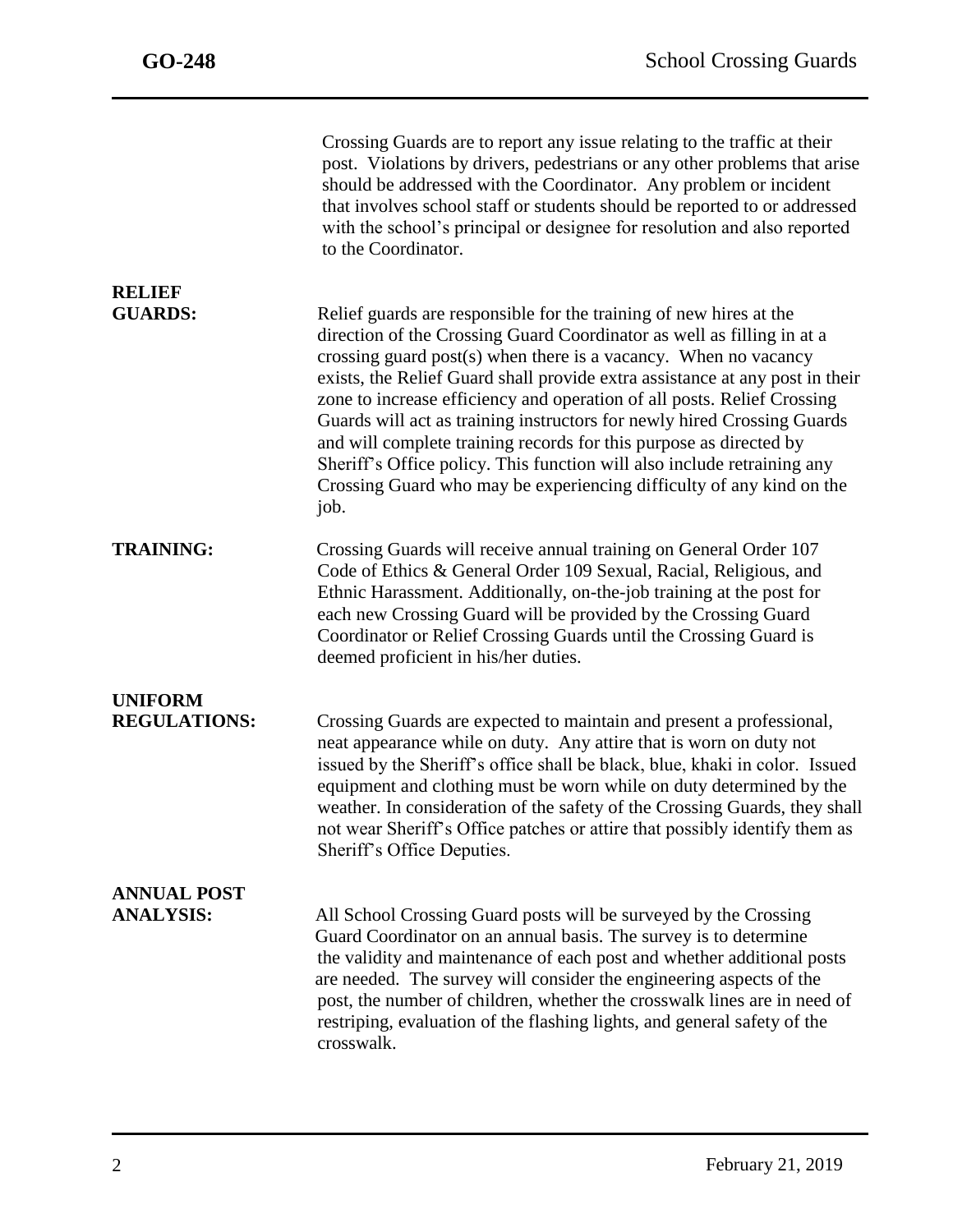Crossing Guards are to report any issue relating to the traffic at their post. Violations by drivers, pedestrians or any other problems that arise should be addressed with the Coordinator. Any problem or incident that involves school staff or students should be reported to or addressed with the school's principal or designee for resolution and also reported to the Coordinator.

**RELIEF GUARDS:** Relief guards are responsible for the training of new hires at the direction of the Crossing Guard Coordinator as well as filling in at a crossing guard post(s) when there is a vacancy. When no vacancy exists, the Relief Guard shall provide extra assistance at any post in their zone to increase efficiency and operation of all posts. Relief Crossing Guards will act as training instructors for newly hired Crossing Guards and will complete training records for this purpose as directed by Sheriff's Office policy. This function will also include retraining any Crossing Guard who may be experiencing difficulty of any kind on the job.

**TRAINING:** Crossing Guards will receive annual training on General Order 107 Code of Ethics & General Order 109 Sexual, Racial, Religious, and Ethnic Harassment. Additionally, on-the-job training at the post for each new Crossing Guard will be provided by the Crossing Guard Coordinator or Relief Crossing Guards until the Crossing Guard is deemed proficient in his/her duties.

**UNIFORM REGULATIONS:** Crossing Guards are expected to maintain and present a professional, neat appearance while on duty. Any attire that is worn on duty not issued by the Sheriff's office shall be black, blue, khaki in color. Issued equipment and clothing must be worn while on duty determined by the weather. In consideration of the safety of the Crossing Guards, they shall not wear Sheriff's Office patches or attire that possibly identify them as Sheriff's Office Deputies.

**ANNUAL POST ANALYSIS:** All School Crossing Guard posts will be surveyed by the Crossing Guard Coordinator on an annual basis. The survey is to determine the validity and maintenance of each post and whether additional posts are needed. The survey will consider the engineering aspects of the post, the number of children, whether the crosswalk lines are in need of restriping, evaluation of the flashing lights, and general safety of the crosswalk.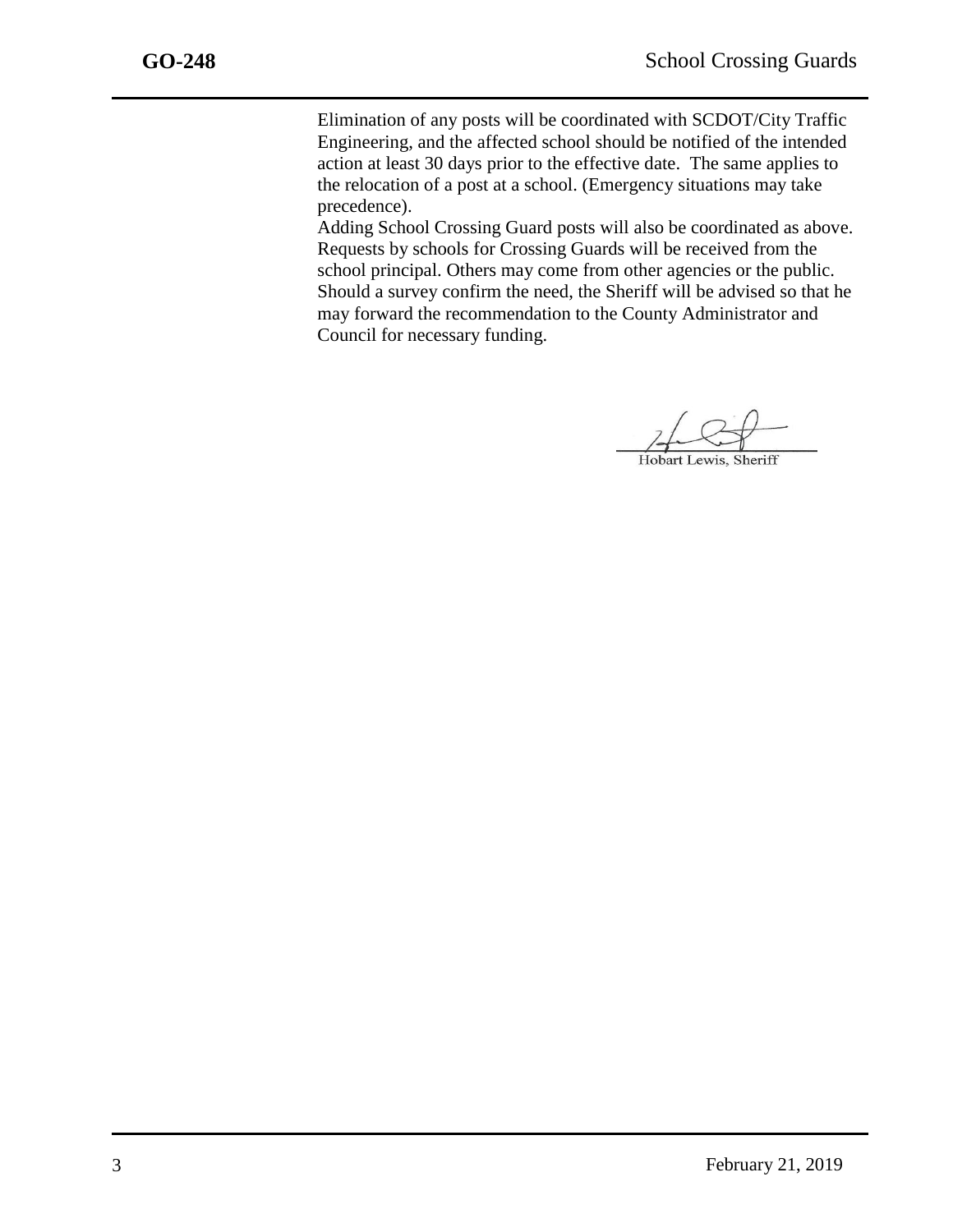Elimination of any posts will be coordinated with SCDOT/City Traffic Engineering, and the affected school should be notified of the intended action at least 30 days prior to the effective date. The same applies to the relocation of a post at a school. (Emergency situations may take precedence).

Adding School Crossing Guard posts will also be coordinated as above. Requests by schools for Crossing Guards will be received from the school principal. Others may come from other agencies or the public. Should a survey confirm the need, the Sheriff will be advised so that he may forward the recommendation to the County Administrator and Council for necessary funding.

Hobart Lewis, Sheriff